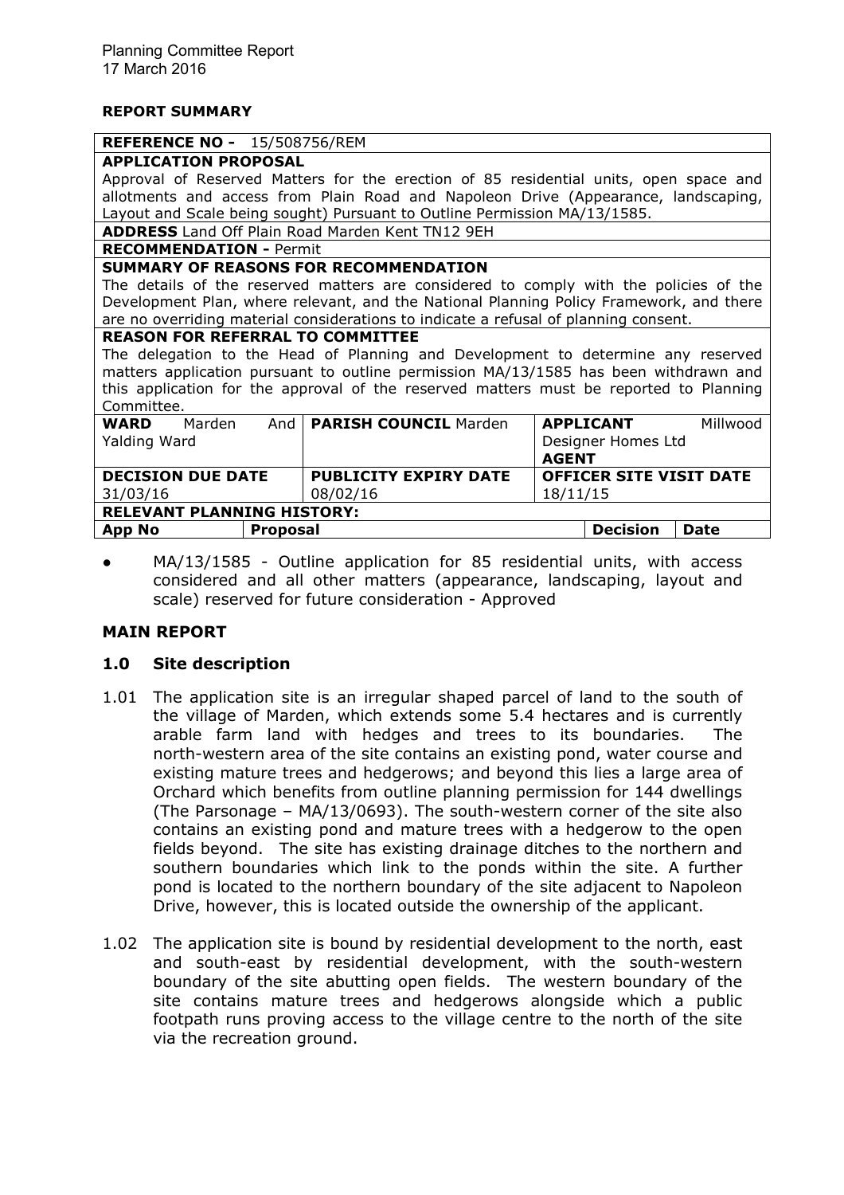Planning Committee Report
17 March 2016

**REPORT SUMMARY**

| **REFERENCE NO -** 15/508756/REM | | | | |
|---|---|---|---|---|
| **APPLICATION PROPOSAL** | | | | |
| Approval of Reserved Matters for the erection of 85 residential units, open space and allotments and access from Plain Road and Napoleon Drive (Appearance, landscaping, Layout and Scale being sought) Pursuant to Outline Permission MA/13/1585. | | | | |
| **ADDRESS** Land Off Plain Road Marden Kent TN12 9EH | | | | |
| **RECOMMENDATION -** Permit | | | | |
| **SUMMARY OF REASONS FOR RECOMMENDATION** | | | | |
| The details of the reserved matters are considered to comply with the policies of the Development Plan, where relevant, and the National Planning Policy Framework, and there are no overriding material considerations to indicate a refusal of planning consent. | | | | |
| **REASON FOR REFERRAL TO COMMITTEE** | | | | |
| The delegation to the Head of Planning and Development to determine any reserved matters application pursuant to outline permission MA/13/1585 has been withdrawn and this application for the approval of the reserved matters must be reported to Planning Committee. | | | | |
| **WARD** Marden And Yalding Ward | **PARISH COUNCIL** Marden | **APPLICANT** Millwood Designer Homes Ltd **AGENT** | | |
| **DECISION DUE DATE** 31/03/16 | **PUBLICITY EXPIRY DATE** 08/02/16 | **OFFICER SITE VISIT DATE** 18/11/15 | | |
| **RELEVANT PLANNING HISTORY:** | | | | |
| **App No** | **Proposal** | | **Decision** | **Date** |

- MA/13/1585 - Outline application for 85 residential units, with access considered and all other matters (appearance, landscaping, layout and scale) reserved for future consideration - Approved

## MAIN REPORT

### 1.0 Site description

1.01 The application site is an irregular shaped parcel of land to the south of the village of Marden, which extends some 5.4 hectares and is currently arable farm land with hedges and trees to its boundaries. The north-western area of the site contains an existing pond, water course and existing mature trees and hedgerows; and beyond this lies a large area of Orchard which benefits from outline planning permission for 144 dwellings (The Parsonage – MA/13/0693). The south-western corner of the site also contains an existing pond and mature trees with a hedgerow to the open fields beyond. The site has existing drainage ditches to the northern and southern boundaries which link to the ponds within the site. A further pond is located to the northern boundary of the site adjacent to Napoleon Drive, however, this is located outside the ownership of the applicant.

1.02 The application site is bound by residential development to the north, east and south-east by residential development, with the south-western boundary of the site abutting open fields. The western boundary of the site contains mature trees and hedgerows alongside which a public footpath runs proving access to the village centre to the north of the site via the recreation ground.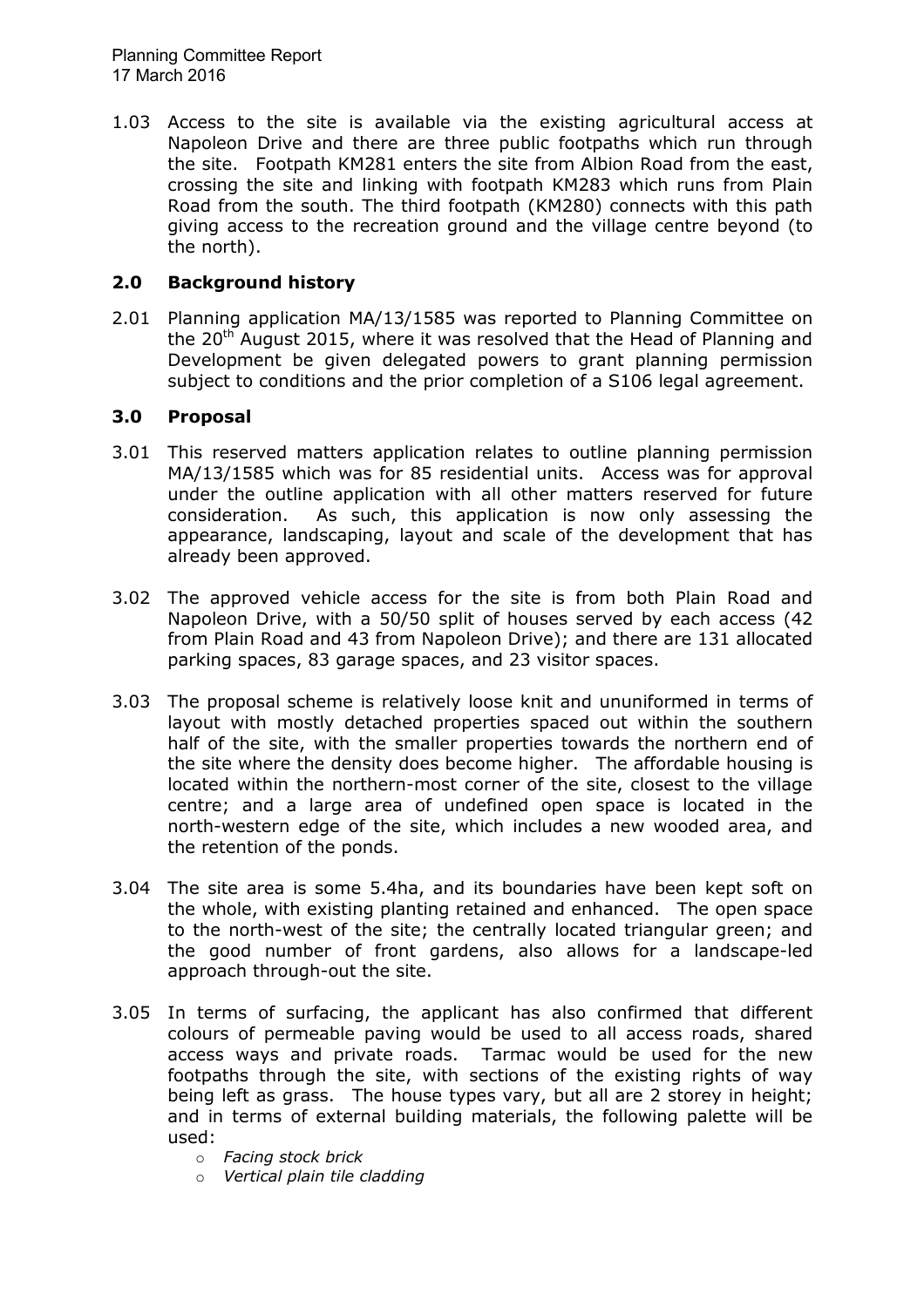1.03 Access to the site is available via the existing agricultural access at Napoleon Drive and there are three public footpaths which run through the site. Footpath KM281 enters the site from Albion Road from the east, crossing the site and linking with footpath KM283 which runs from Plain Road from the south. The third footpath (KM280) connects with this path giving access to the recreation ground and the village centre beyond (to the north).

## 2.0 Background history

2.01 Planning application MA/13/1585 was reported to Planning Committee on the 20th August 2015, where it was resolved that the Head of Planning and Development be given delegated powers to grant planning permission subject to conditions and the prior completion of a S106 legal agreement.

## 3.0 Proposal

3.01 This reserved matters application relates to outline planning permission MA/13/1585 which was for 85 residential units. Access was for approval under the outline application with all other matters reserved for future consideration. As such, this application is now only assessing the appearance, landscaping, layout and scale of the development that has already been approved.

3.02 The approved vehicle access for the site is from both Plain Road and Napoleon Drive, with a 50/50 split of houses served by each access (42 from Plain Road and 43 from Napoleon Drive); and there are 131 allocated parking spaces, 83 garage spaces, and 23 visitor spaces.

3.03 The proposal scheme is relatively loose knit and ununiformed in terms of layout with mostly detached properties spaced out within the southern half of the site, with the smaller properties towards the northern end of the site where the density does become higher. The affordable housing is located within the northern-most corner of the site, closest to the village centre; and a large area of undefined open space is located in the north-western edge of the site, which includes a new wooded area, and the retention of the ponds.

3.04 The site area is some 5.4ha, and its boundaries have been kept soft on the whole, with existing planting retained and enhanced. The open space to the north-west of the site; the centrally located triangular green; and the good number of front gardens, also allows for a landscape-led approach through-out the site.

3.05 In terms of surfacing, the applicant has also confirmed that different colours of permeable paving would be used to all access roads, shared access ways and private roads. Tarmac would be used for the new footpaths through the site, with sections of the existing rights of way being left as grass. The house types vary, but all are 2 storey in height; and in terms of external building materials, the following palette will be used:

- *Facing stock brick*
- *Vertical plain tile cladding*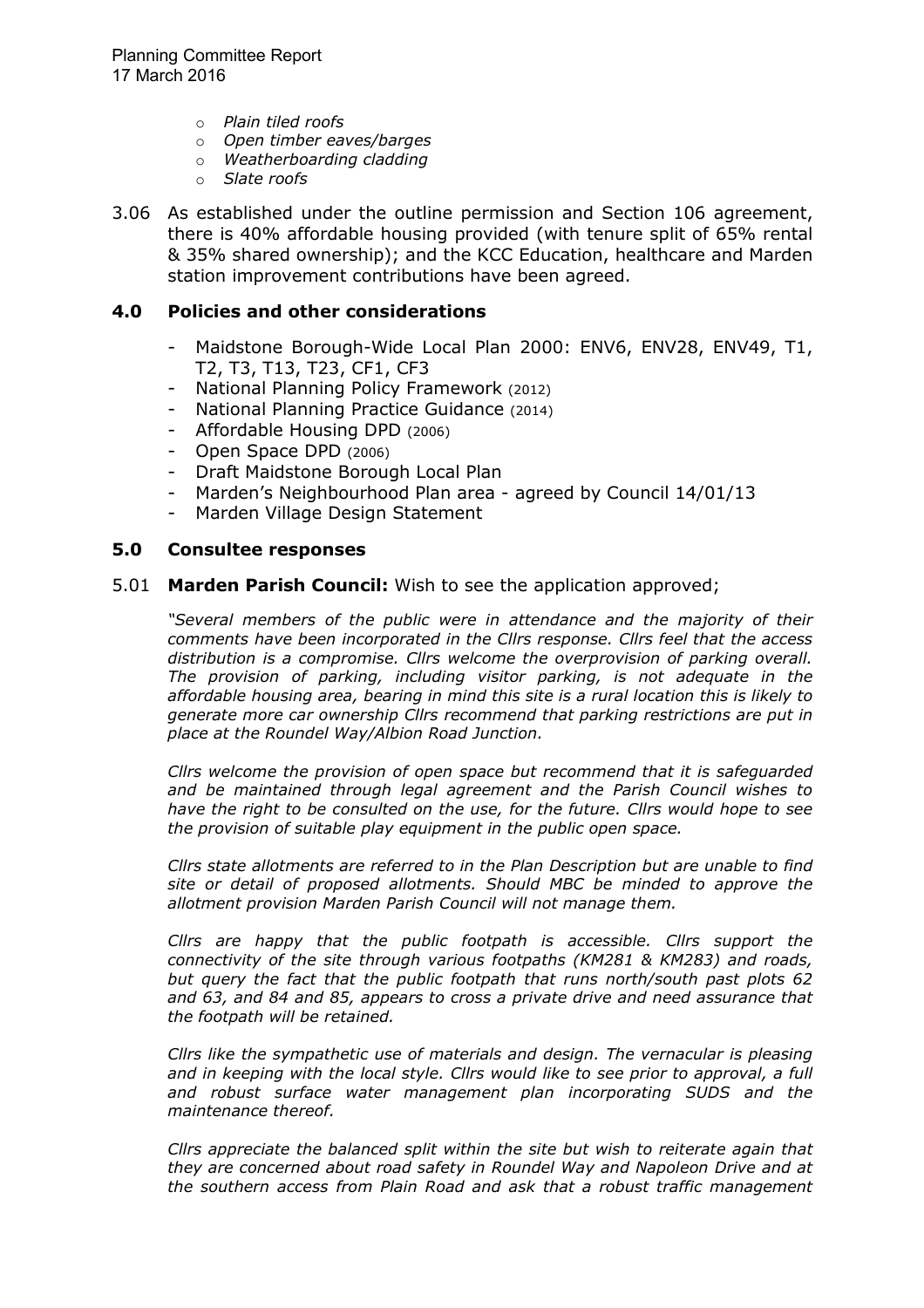- *Plain tiled roofs*
- *Open timber eaves/barges*
- *Weatherboarding cladding*
- *Slate roofs*

3.06 As established under the outline permission and Section 106 agreement, there is 40% affordable housing provided (with tenure split of 65% rental & 35% shared ownership); and the KCC Education, healthcare and Marden station improvement contributions have been agreed.

## 4.0 Policies and other considerations

- Maidstone Borough-Wide Local Plan 2000: ENV6, ENV28, ENV49, T1, T2, T3, T13, T23, CF1, CF3
- National Planning Policy Framework (2012)
- National Planning Practice Guidance (2014)
- Affordable Housing DPD (2006)
- Open Space DPD (2006)
- Draft Maidstone Borough Local Plan
- Marden's Neighbourhood Plan area - agreed by Council 14/01/13
- Marden Village Design Statement

## 5.0 Consultee responses

5.01 **Marden Parish Council:** Wish to see the application approved;

*"Several members of the public were in attendance and the majority of their comments have been incorporated in the Cllrs response. Cllrs feel that the access distribution is a compromise. Cllrs welcome the overprovision of parking overall. The provision of parking, including visitor parking, is not adequate in the affordable housing area, bearing in mind this site is a rural location this is likely to generate more car ownership Cllrs recommend that parking restrictions are put in place at the Roundel Way/Albion Road Junction.*

*Cllrs welcome the provision of open space but recommend that it is safeguarded and be maintained through legal agreement and the Parish Council wishes to have the right to be consulted on the use, for the future. Cllrs would hope to see the provision of suitable play equipment in the public open space.*

*Cllrs state allotments are referred to in the Plan Description but are unable to find site or detail of proposed allotments. Should MBC be minded to approve the allotment provision Marden Parish Council will not manage them.*

*Cllrs are happy that the public footpath is accessible. Cllrs support the connectivity of the site through various footpaths (KM281 & KM283) and roads, but query the fact that the public footpath that runs north/south past plots 62 and 63, and 84 and 85, appears to cross a private drive and need assurance that the footpath will be retained.*

*Cllrs like the sympathetic use of materials and design. The vernacular is pleasing and in keeping with the local style. Cllrs would like to see prior to approval, a full and robust surface water management plan incorporating SUDS and the maintenance thereof.*

*Cllrs appreciate the balanced split within the site but wish to reiterate again that they are concerned about road safety in Roundel Way and Napoleon Drive and at the southern access from Plain Road and ask that a robust traffic management*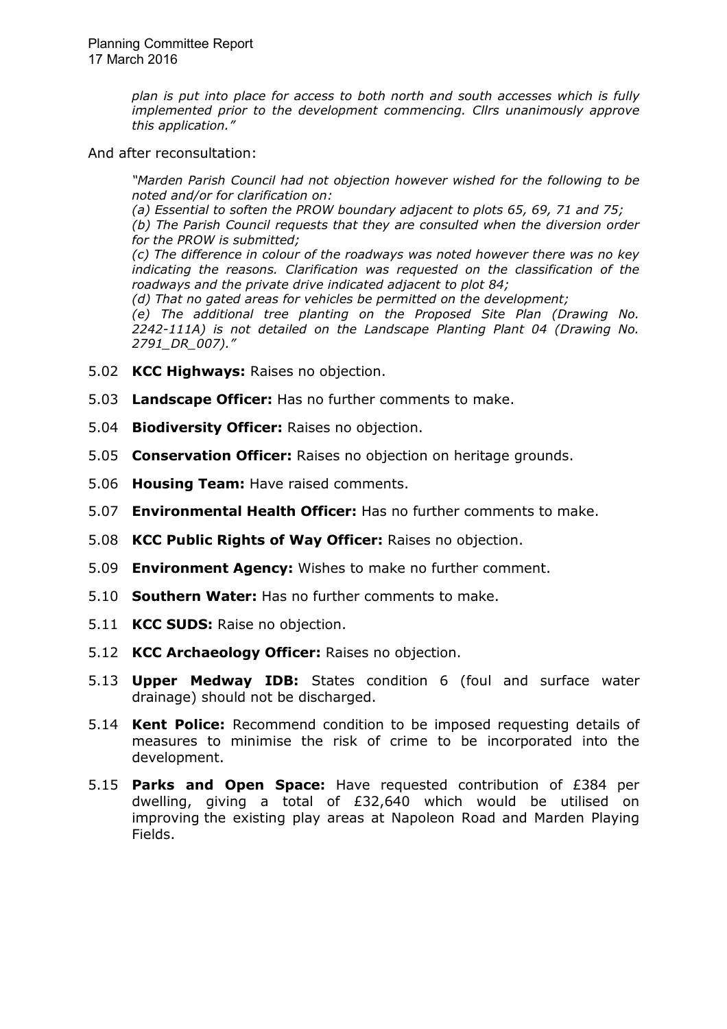*plan is put into place for access to both north and south accesses which is fully implemented prior to the development commencing. Cllrs unanimously approve this application."*

And after reconsultation:

> *"Marden Parish Council had not objection however wished for the following to be noted and/or for clarification on:*
> *(a) Essential to soften the PROW boundary adjacent to plots 65, 69, 71 and 75;*
> *(b) The Parish Council requests that they are consulted when the diversion order for the PROW is submitted;*
> *(c) The difference in colour of the roadways was noted however there was no key indicating the reasons. Clarification was requested on the classification of the roadways and the private drive indicated adjacent to plot 84;*
> *(d) That no gated areas for vehicles be permitted on the development;*
> *(e) The additional tree planting on the Proposed Site Plan (Drawing No. 2242-111A) is not detailed on the Landscape Planting Plant 04 (Drawing No. 2791_DR_007)."*

5.02 **KCC Highways:** Raises no objection.

5.03 **Landscape Officer:** Has no further comments to make.

5.04 **Biodiversity Officer:** Raises no objection.

5.05 **Conservation Officer:** Raises no objection on heritage grounds.

5.06 **Housing Team:** Have raised comments.

5.07 **Environmental Health Officer:** Has no further comments to make.

5.08 **KCC Public Rights of Way Officer:** Raises no objection.

5.09 **Environment Agency:** Wishes to make no further comment.

5.10 **Southern Water:** Has no further comments to make.

5.11 **KCC SUDS:** Raise no objection.

5.12 **KCC Archaeology Officer:** Raises no objection.

5.13 **Upper Medway IDB:** States condition 6 (foul and surface water drainage) should not be discharged.

5.14 **Kent Police:** Recommend condition to be imposed requesting details of measures to minimise the risk of crime to be incorporated into the development.

5.15 **Parks and Open Space:** Have requested contribution of £384 per dwelling, giving a total of £32,640 which would be utilised on improving the existing play areas at Napoleon Road and Marden Playing Fields.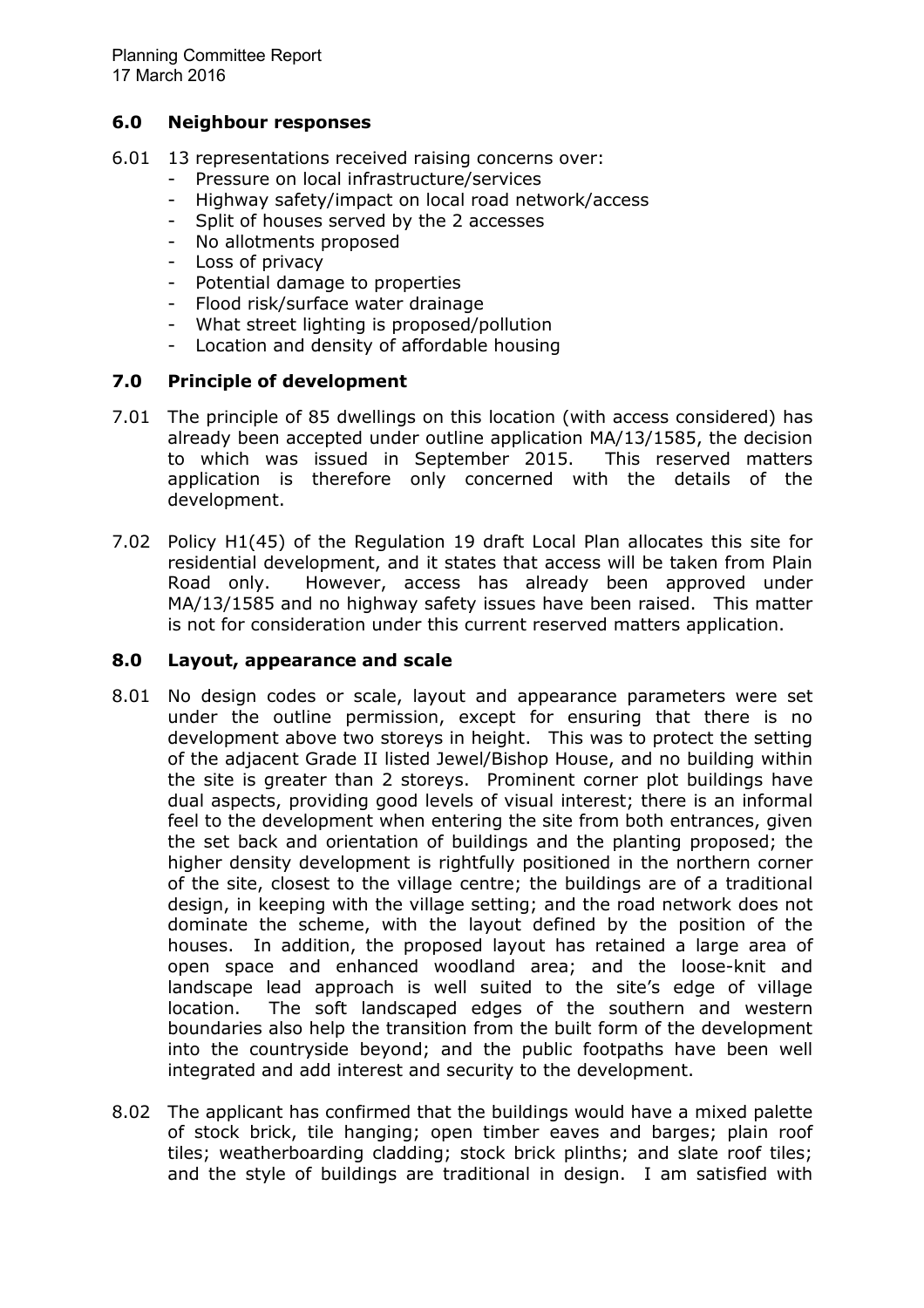## 6.0 Neighbour responses

6.01 13 representations received raising concerns over:

- Pressure on local infrastructure/services
- Highway safety/impact on local road network/access
- Split of houses served by the 2 accesses
- No allotments proposed
- Loss of privacy
- Potential damage to properties
- Flood risk/surface water drainage
- What street lighting is proposed/pollution
- Location and density of affordable housing

## 7.0 Principle of development

7.01 The principle of 85 dwellings on this location (with access considered) has already been accepted under outline application MA/13/1585, the decision to which was issued in September 2015. This reserved matters application is therefore only concerned with the details of the development.

7.02 Policy H1(45) of the Regulation 19 draft Local Plan allocates this site for residential development, and it states that access will be taken from Plain Road only. However, access has already been approved under MA/13/1585 and no highway safety issues have been raised. This matter is not for consideration under this current reserved matters application.

## 8.0 Layout, appearance and scale

8.01 No design codes or scale, layout and appearance parameters were set under the outline permission, except for ensuring that there is no development above two storeys in height. This was to protect the setting of the adjacent Grade II listed Jewel/Bishop House, and no building within the site is greater than 2 storeys. Prominent corner plot buildings have dual aspects, providing good levels of visual interest; there is an informal feel to the development when entering the site from both entrances, given the set back and orientation of buildings and the planting proposed; the higher density development is rightfully positioned in the northern corner of the site, closest to the village centre; the buildings are of a traditional design, in keeping with the village setting; and the road network does not dominate the scheme, with the layout defined by the position of the houses. In addition, the proposed layout has retained a large area of open space and enhanced woodland area; and the loose-knit and landscape lead approach is well suited to the site's edge of village location. The soft landscaped edges of the southern and western boundaries also help the transition from the built form of the development into the countryside beyond; and the public footpaths have been well integrated and add interest and security to the development.

8.02 The applicant has confirmed that the buildings would have a mixed palette of stock brick, tile hanging; open timber eaves and barges; plain roof tiles; weatherboarding cladding; stock brick plinths; and slate roof tiles; and the style of buildings are traditional in design. I am satisfied with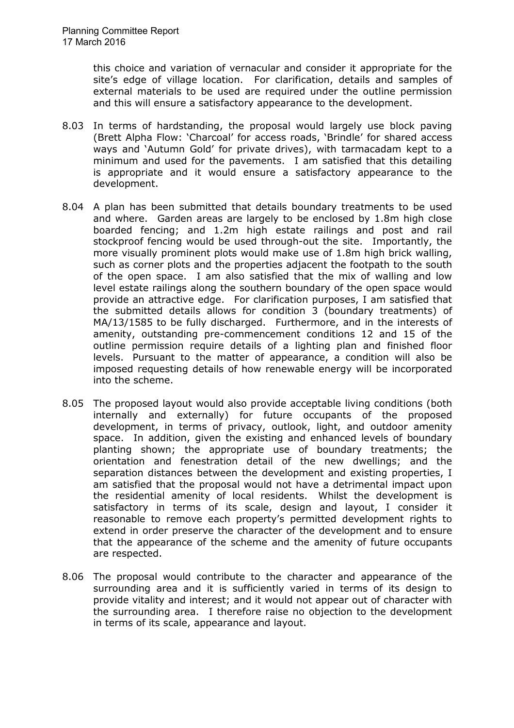this choice and variation of vernacular and consider it appropriate for the site's edge of village location. For clarification, details and samples of external materials to be used are required under the outline permission and this will ensure a satisfactory appearance to the development.

8.03 In terms of hardstanding, the proposal would largely use block paving (Brett Alpha Flow: 'Charcoal' for access roads, 'Brindle' for shared access ways and 'Autumn Gold' for private drives), with tarmacadam kept to a minimum and used for the pavements. I am satisfied that this detailing is appropriate and it would ensure a satisfactory appearance to the development.

8.04 A plan has been submitted that details boundary treatments to be used and where. Garden areas are largely to be enclosed by 1.8m high close boarded fencing; and 1.2m high estate railings and post and rail stockproof fencing would be used through-out the site. Importantly, the more visually prominent plots would make use of 1.8m high brick walling, such as corner plots and the properties adjacent the footpath to the south of the open space. I am also satisfied that the mix of walling and low level estate railings along the southern boundary of the open space would provide an attractive edge. For clarification purposes, I am satisfied that the submitted details allows for condition 3 (boundary treatments) of MA/13/1585 to be fully discharged. Furthermore, and in the interests of amenity, outstanding pre-commencement conditions 12 and 15 of the outline permission require details of a lighting plan and finished floor levels. Pursuant to the matter of appearance, a condition will also be imposed requesting details of how renewable energy will be incorporated into the scheme.

8.05 The proposed layout would also provide acceptable living conditions (both internally and externally) for future occupants of the proposed development, in terms of privacy, outlook, light, and outdoor amenity space. In addition, given the existing and enhanced levels of boundary planting shown; the appropriate use of boundary treatments; the orientation and fenestration detail of the new dwellings; and the separation distances between the development and existing properties, I am satisfied that the proposal would not have a detrimental impact upon the residential amenity of local residents. Whilst the development is satisfactory in terms of its scale, design and layout, I consider it reasonable to remove each property's permitted development rights to extend in order preserve the character of the development and to ensure that the appearance of the scheme and the amenity of future occupants are respected.

8.06 The proposal would contribute to the character and appearance of the surrounding area and it is sufficiently varied in terms of its design to provide vitality and interest; and it would not appear out of character with the surrounding area. I therefore raise no objection to the development in terms of its scale, appearance and layout.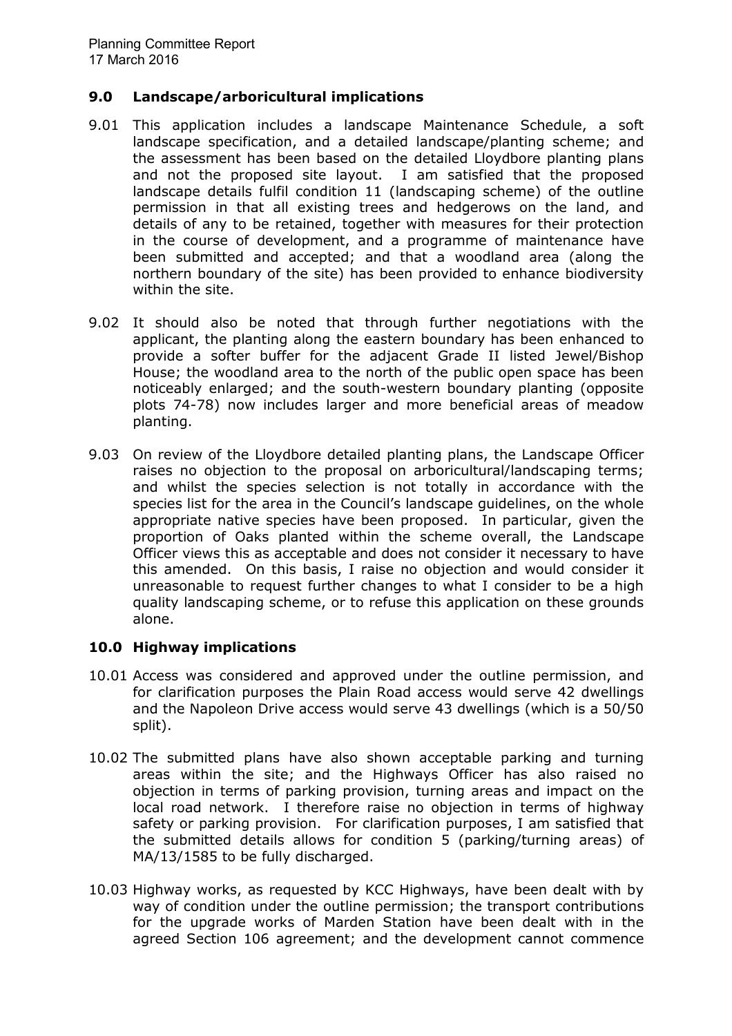## 9.0 Landscape/arboricultural implications

9.01 This application includes a landscape Maintenance Schedule, a soft landscape specification, and a detailed landscape/planting scheme; and the assessment has been based on the detailed Lloydbore planting plans and not the proposed site layout. I am satisfied that the proposed landscape details fulfil condition 11 (landscaping scheme) of the outline permission in that all existing trees and hedgerows on the land, and details of any to be retained, together with measures for their protection in the course of development, and a programme of maintenance have been submitted and accepted; and that a woodland area (along the northern boundary of the site) has been provided to enhance biodiversity within the site.

9.02 It should also be noted that through further negotiations with the applicant, the planting along the eastern boundary has been enhanced to provide a softer buffer for the adjacent Grade II listed Jewel/Bishop House; the woodland area to the north of the public open space has been noticeably enlarged; and the south-western boundary planting (opposite plots 74-78) now includes larger and more beneficial areas of meadow planting.

9.03 On review of the Lloydbore detailed planting plans, the Landscape Officer raises no objection to the proposal on arboricultural/landscaping terms; and whilst the species selection is not totally in accordance with the species list for the area in the Council's landscape guidelines, on the whole appropriate native species have been proposed. In particular, given the proportion of Oaks planted within the scheme overall, the Landscape Officer views this as acceptable and does not consider it necessary to have this amended. On this basis, I raise no objection and would consider it unreasonable to request further changes to what I consider to be a high quality landscaping scheme, or to refuse this application on these grounds alone.

## 10.0 Highway implications

10.01 Access was considered and approved under the outline permission, and for clarification purposes the Plain Road access would serve 42 dwellings and the Napoleon Drive access would serve 43 dwellings (which is a 50/50 split).

10.02 The submitted plans have also shown acceptable parking and turning areas within the site; and the Highways Officer has also raised no objection in terms of parking provision, turning areas and impact on the local road network. I therefore raise no objection in terms of highway safety or parking provision. For clarification purposes, I am satisfied that the submitted details allows for condition 5 (parking/turning areas) of MA/13/1585 to be fully discharged.

10.03 Highway works, as requested by KCC Highways, have been dealt with by way of condition under the outline permission; the transport contributions for the upgrade works of Marden Station have been dealt with in the agreed Section 106 agreement; and the development cannot commence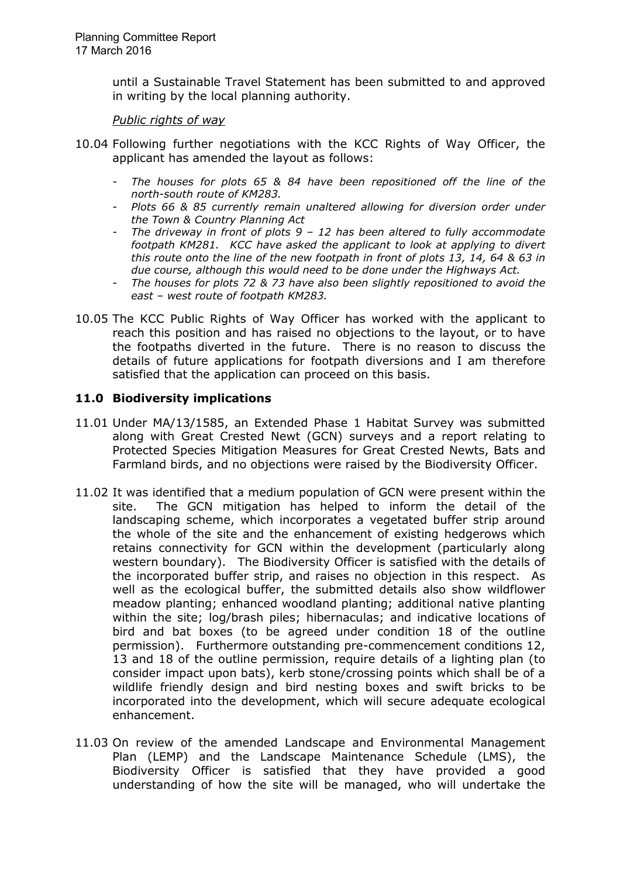until a Sustainable Travel Statement has been submitted to and approved in writing by the local planning authority.

*Public rights of way*

10.04 Following further negotiations with the KCC Rights of Way Officer, the applicant has amended the layout as follows:

- *The houses for plots 65 & 84 have been repositioned off the line of the north-south route of KM283.*
- *Plots 66 & 85 currently remain unaltered allowing for diversion order under the Town & Country Planning Act*
- *The driveway in front of plots 9 – 12 has been altered to fully accommodate footpath KM281. KCC have asked the applicant to look at applying to divert this route onto the line of the new footpath in front of plots 13, 14, 64 & 63 in due course, although this would need to be done under the Highways Act.*
- *The houses for plots 72 & 73 have also been slightly repositioned to avoid the east – west route of footpath KM283.*

10.05 The KCC Public Rights of Way Officer has worked with the applicant to reach this position and has raised no objections to the layout, or to have the footpaths diverted in the future. There is no reason to discuss the details of future applications for footpath diversions and I am therefore satisfied that the application can proceed on this basis.

## 11.0 Biodiversity implications

11.01 Under MA/13/1585, an Extended Phase 1 Habitat Survey was submitted along with Great Crested Newt (GCN) surveys and a report relating to Protected Species Mitigation Measures for Great Crested Newts, Bats and Farmland birds, and no objections were raised by the Biodiversity Officer.

11.02 It was identified that a medium population of GCN were present within the site. The GCN mitigation has helped to inform the detail of the landscaping scheme, which incorporates a vegetated buffer strip around the whole of the site and the enhancement of existing hedgerows which retains connectivity for GCN within the development (particularly along western boundary). The Biodiversity Officer is satisfied with the details of the incorporated buffer strip, and raises no objection in this respect. As well as the ecological buffer, the submitted details also show wildflower meadow planting; enhanced woodland planting; additional native planting within the site; log/brash piles; hibernaculas; and indicative locations of bird and bat boxes (to be agreed under condition 18 of the outline permission). Furthermore outstanding pre-commencement conditions 12, 13 and 18 of the outline permission, require details of a lighting plan (to consider impact upon bats), kerb stone/crossing points which shall be of a wildlife friendly design and bird nesting boxes and swift bricks to be incorporated into the development, which will secure adequate ecological enhancement.

11.03 On review of the amended Landscape and Environmental Management Plan (LEMP) and the Landscape Maintenance Schedule (LMS), the Biodiversity Officer is satisfied that they have provided a good understanding of how the site will be managed, who will undertake the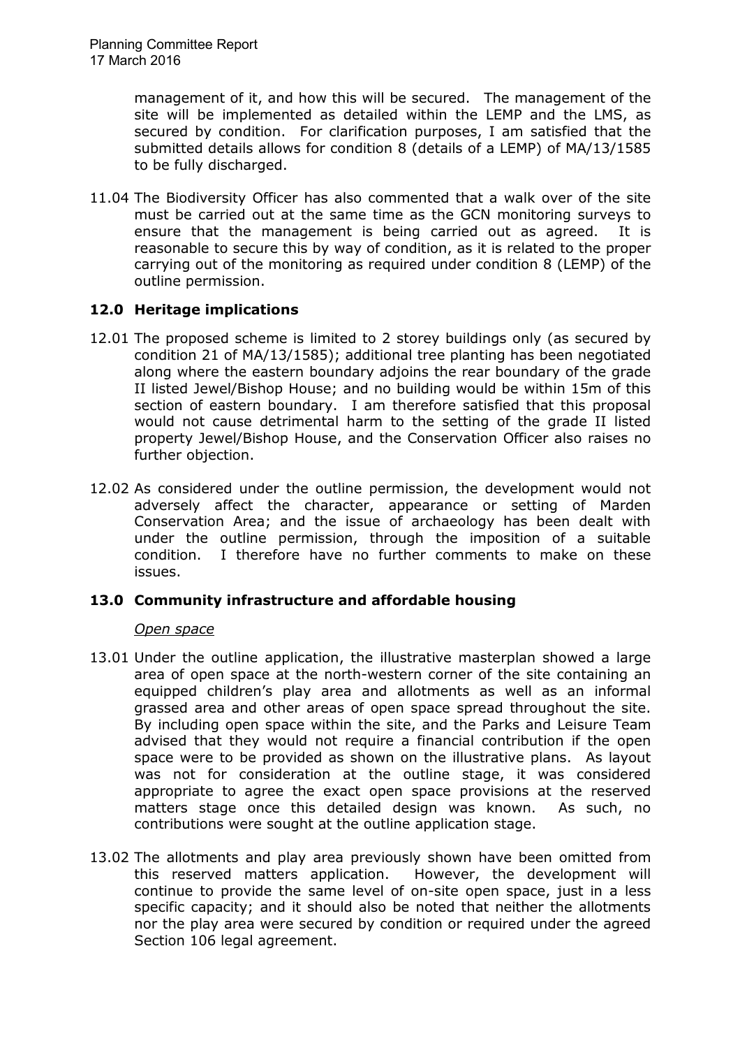management of it, and how this will be secured. The management of the site will be implemented as detailed within the LEMP and the LMS, as secured by condition. For clarification purposes, I am satisfied that the submitted details allows for condition 8 (details of a LEMP) of MA/13/1585 to be fully discharged.

11.04 The Biodiversity Officer has also commented that a walk over of the site must be carried out at the same time as the GCN monitoring surveys to ensure that the management is being carried out as agreed. It is reasonable to secure this by way of condition, as it is related to the proper carrying out of the monitoring as required under condition 8 (LEMP) of the outline permission.

## 12.0 Heritage implications

12.01 The proposed scheme is limited to 2 storey buildings only (as secured by condition 21 of MA/13/1585); additional tree planting has been negotiated along where the eastern boundary adjoins the rear boundary of the grade II listed Jewel/Bishop House; and no building would be within 15m of this section of eastern boundary. I am therefore satisfied that this proposal would not cause detrimental harm to the setting of the grade II listed property Jewel/Bishop House, and the Conservation Officer also raises no further objection.

12.02 As considered under the outline permission, the development would not adversely affect the character, appearance or setting of Marden Conservation Area; and the issue of archaeology has been dealt with under the outline permission, through the imposition of a suitable condition. I therefore have no further comments to make on these issues.

## 13.0 Community infrastructure and affordable housing

*Open space*

13.01 Under the outline application, the illustrative masterplan showed a large area of open space at the north-western corner of the site containing an equipped children's play area and allotments as well as an informal grassed area and other areas of open space spread throughout the site. By including open space within the site, and the Parks and Leisure Team advised that they would not require a financial contribution if the open space were to be provided as shown on the illustrative plans. As layout was not for consideration at the outline stage, it was considered appropriate to agree the exact open space provisions at the reserved matters stage once this detailed design was known. As such, no contributions were sought at the outline application stage.

13.02 The allotments and play area previously shown have been omitted from this reserved matters application. However, the development will continue to provide the same level of on-site open space, just in a less specific capacity; and it should also be noted that neither the allotments nor the play area were secured by condition or required under the agreed Section 106 legal agreement.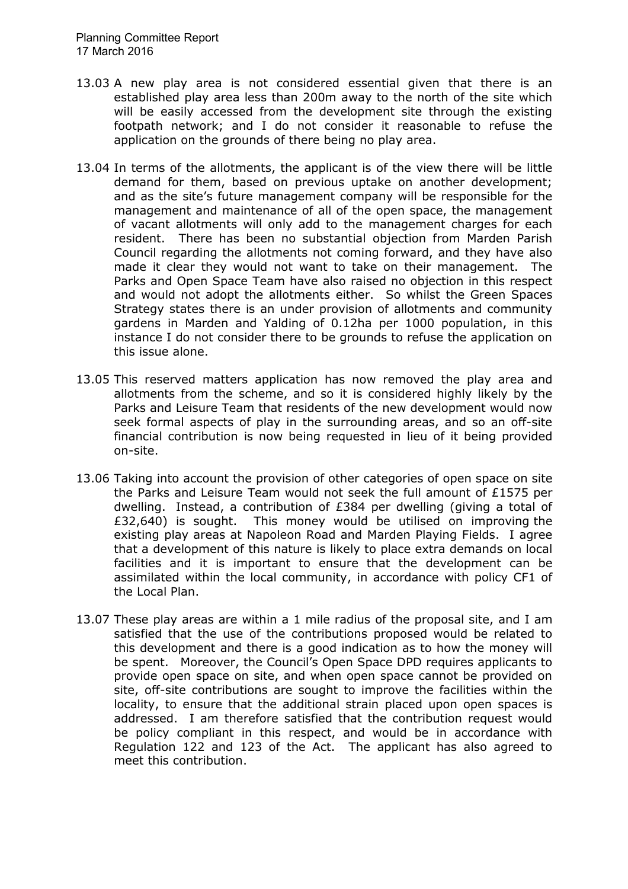13.03 A new play area is not considered essential given that there is an established play area less than 200m away to the north of the site which will be easily accessed from the development site through the existing footpath network; and I do not consider it reasonable to refuse the application on the grounds of there being no play area.

13.04 In terms of the allotments, the applicant is of the view there will be little demand for them, based on previous uptake on another development; and as the site's future management company will be responsible for the management and maintenance of all of the open space, the management of vacant allotments will only add to the management charges for each resident. There has been no substantial objection from Marden Parish Council regarding the allotments not coming forward, and they have also made it clear they would not want to take on their management. The Parks and Open Space Team have also raised no objection in this respect and would not adopt the allotments either. So whilst the Green Spaces Strategy states there is an under provision of allotments and community gardens in Marden and Yalding of 0.12ha per 1000 population, in this instance I do not consider there to be grounds to refuse the application on this issue alone.

13.05 This reserved matters application has now removed the play area and allotments from the scheme, and so it is considered highly likely by the Parks and Leisure Team that residents of the new development would now seek formal aspects of play in the surrounding areas, and so an off-site financial contribution is now being requested in lieu of it being provided on-site.

13.06 Taking into account the provision of other categories of open space on site the Parks and Leisure Team would not seek the full amount of £1575 per dwelling. Instead, a contribution of £384 per dwelling (giving a total of £32,640) is sought. This money would be utilised on improving the existing play areas at Napoleon Road and Marden Playing Fields. I agree that a development of this nature is likely to place extra demands on local facilities and it is important to ensure that the development can be assimilated within the local community, in accordance with policy CF1 of the Local Plan.

13.07 These play areas are within a 1 mile radius of the proposal site, and I am satisfied that the use of the contributions proposed would be related to this development and there is a good indication as to how the money will be spent. Moreover, the Council's Open Space DPD requires applicants to provide open space on site, and when open space cannot be provided on site, off-site contributions are sought to improve the facilities within the locality, to ensure that the additional strain placed upon open spaces is addressed. I am therefore satisfied that the contribution request would be policy compliant in this respect, and would be in accordance with Regulation 122 and 123 of the Act. The applicant has also agreed to meet this contribution.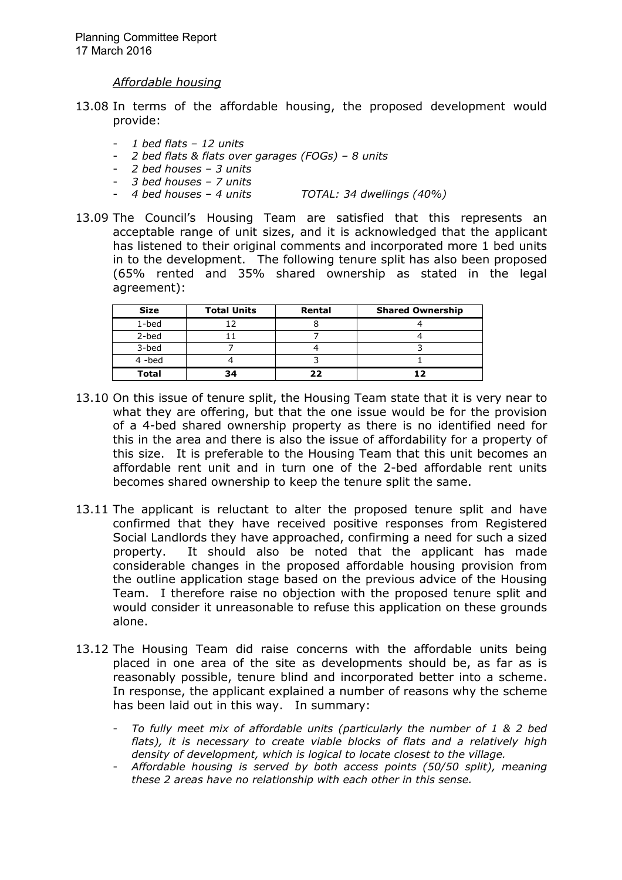*Affordable housing*

13.08 In terms of the affordable housing, the proposed development would provide:

- *1 bed flats – 12 units*
- *2 bed flats & flats over garages (FOGs) – 8 units*
- *2 bed houses – 3 units*
- *3 bed houses – 7 units*
- *4 bed houses – 4 units* *TOTAL: 34 dwellings (40%)*

13.09 The Council's Housing Team are satisfied that this represents an acceptable range of unit sizes, and it is acknowledged that the applicant has listened to their original comments and incorporated more 1 bed units in to the development. The following tenure split has also been proposed (65% rented and 35% shared ownership as stated in the legal agreement):

| Size | Total Units | Rental | Shared Ownership |
|---|---|---|---|
| 1-bed | 12 | 8 | 4 |
| 2-bed | 11 | 7 | 4 |
| 3-bed | 7 | 4 | 3 |
| 4 -bed | 4 | 3 | 1 |
| **Total** | **34** | **22** | **12** |

13.10 On this issue of tenure split, the Housing Team state that it is very near to what they are offering, but that the one issue would be for the provision of a 4-bed shared ownership property as there is no identified need for this in the area and there is also the issue of affordability for a property of this size. It is preferable to the Housing Team that this unit becomes an affordable rent unit and in turn one of the 2-bed affordable rent units becomes shared ownership to keep the tenure split the same.

13.11 The applicant is reluctant to alter the proposed tenure split and have confirmed that they have received positive responses from Registered Social Landlords they have approached, confirming a need for such a sized property. It should also be noted that the applicant has made considerable changes in the proposed affordable housing provision from the outline application stage based on the previous advice of the Housing Team. I therefore raise no objection with the proposed tenure split and would consider it unreasonable to refuse this application on these grounds alone.

13.12 The Housing Team did raise concerns with the affordable units being placed in one area of the site as developments should be, as far as is reasonably possible, tenure blind and incorporated better into a scheme. In response, the applicant explained a number of reasons why the scheme has been laid out in this way. In summary:

- *To fully meet mix of affordable units (particularly the number of 1 & 2 bed flats), it is necessary to create viable blocks of flats and a relatively high density of development, which is logical to locate closest to the village.*
- *Affordable housing is served by both access points (50/50 split), meaning these 2 areas have no relationship with each other in this sense.*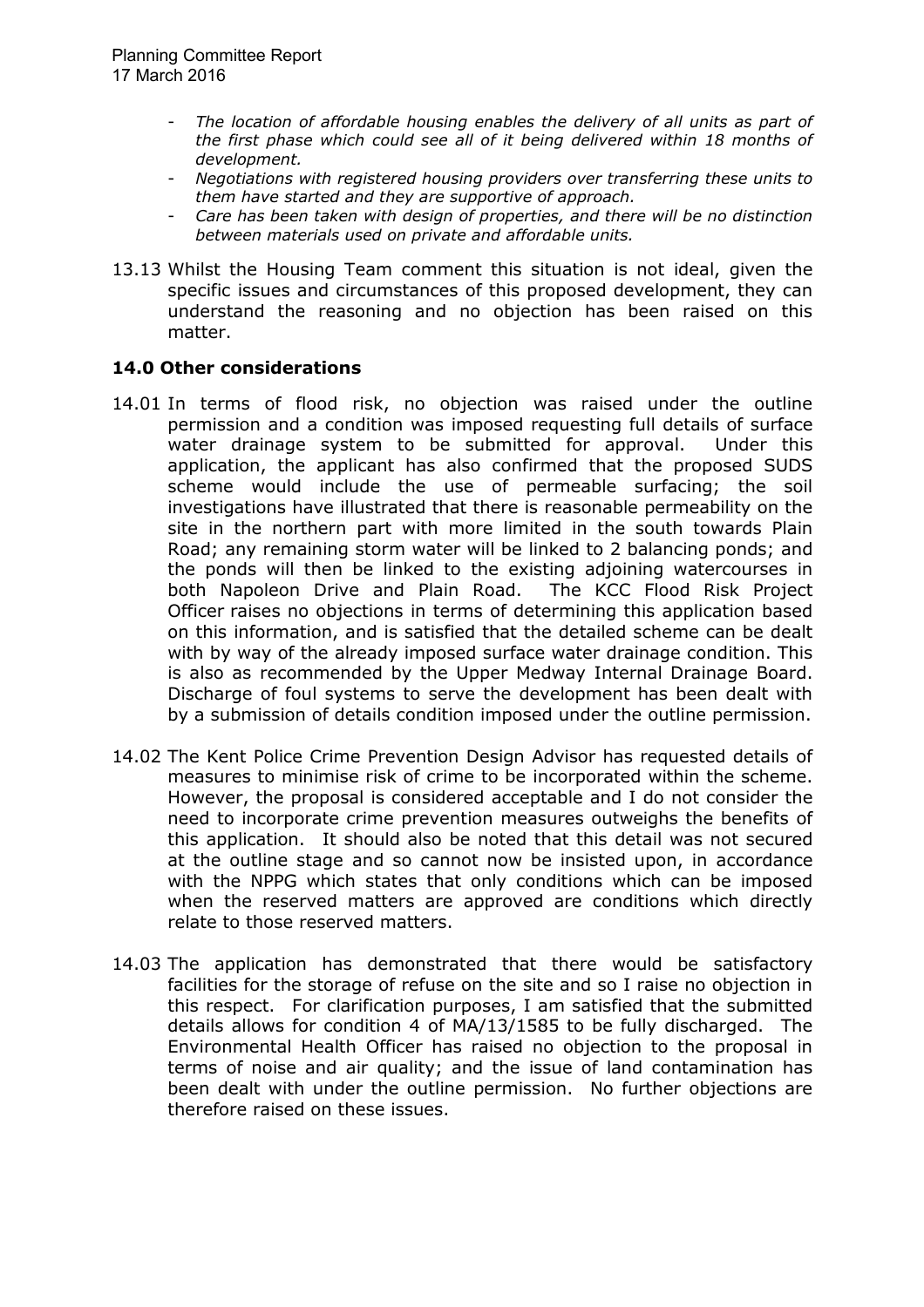- *The location of affordable housing enables the delivery of all units as part of the first phase which could see all of it being delivered within 18 months of development.*
- *Negotiations with registered housing providers over transferring these units to them have started and they are supportive of approach.*
- *Care has been taken with design of properties, and there will be no distinction between materials used on private and affordable units.*

13.13 Whilst the Housing Team comment this situation is not ideal, given the specific issues and circumstances of this proposed development, they can understand the reasoning and no objection has been raised on this matter.

## 14.0 Other considerations

14.01 In terms of flood risk, no objection was raised under the outline permission and a condition was imposed requesting full details of surface water drainage system to be submitted for approval. Under this application, the applicant has also confirmed that the proposed SUDS scheme would include the use of permeable surfacing; the soil investigations have illustrated that there is reasonable permeability on the site in the northern part with more limited in the south towards Plain Road; any remaining storm water will be linked to 2 balancing ponds; and the ponds will then be linked to the existing adjoining watercourses in both Napoleon Drive and Plain Road. The KCC Flood Risk Project Officer raises no objections in terms of determining this application based on this information, and is satisfied that the detailed scheme can be dealt with by way of the already imposed surface water drainage condition. This is also as recommended by the Upper Medway Internal Drainage Board. Discharge of foul systems to serve the development has been dealt with by a submission of details condition imposed under the outline permission.

14.02 The Kent Police Crime Prevention Design Advisor has requested details of measures to minimise risk of crime to be incorporated within the scheme. However, the proposal is considered acceptable and I do not consider the need to incorporate crime prevention measures outweighs the benefits of this application. It should also be noted that this detail was not secured at the outline stage and so cannot now be insisted upon, in accordance with the NPPG which states that only conditions which can be imposed when the reserved matters are approved are conditions which directly relate to those reserved matters.

14.03 The application has demonstrated that there would be satisfactory facilities for the storage of refuse on the site and so I raise no objection in this respect. For clarification purposes, I am satisfied that the submitted details allows for condition 4 of MA/13/1585 to be fully discharged. The Environmental Health Officer has raised no objection to the proposal in terms of noise and air quality; and the issue of land contamination has been dealt with under the outline permission. No further objections are therefore raised on these issues.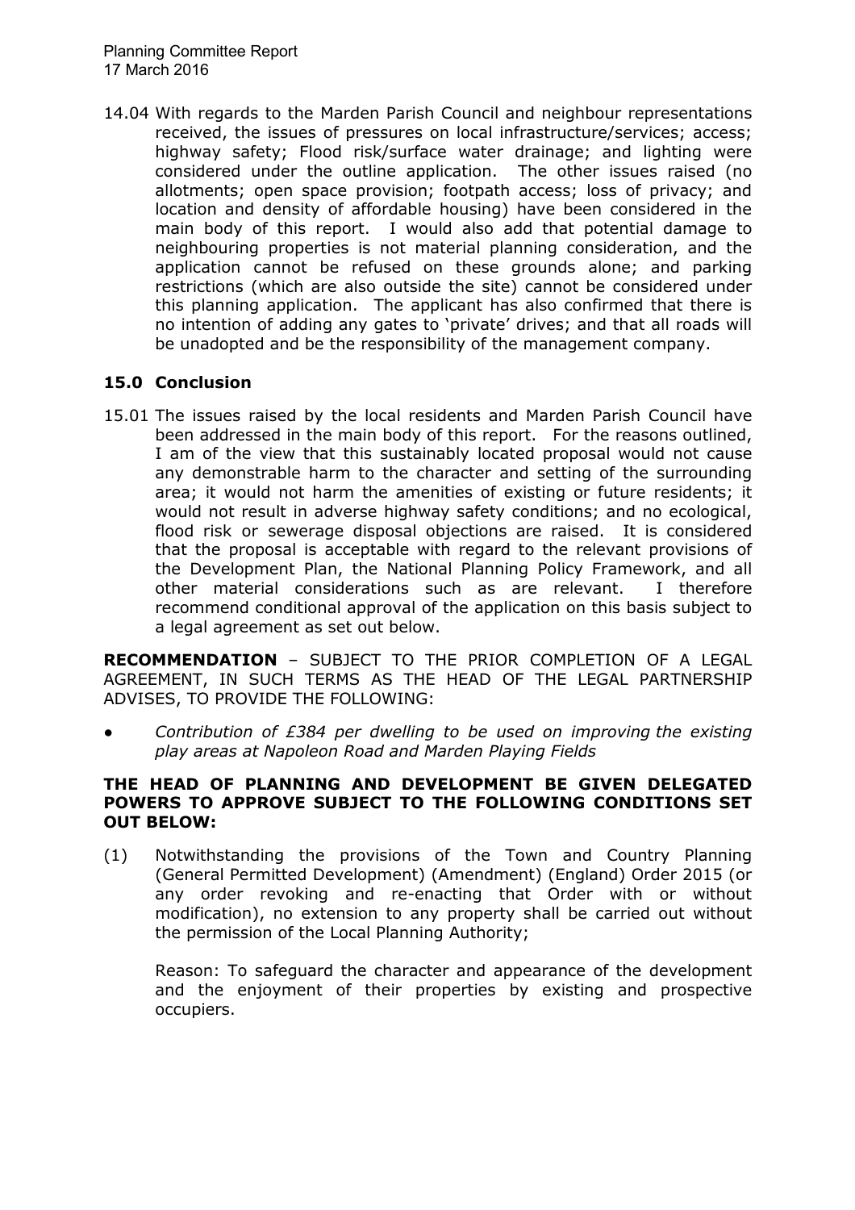14.04 With regards to the Marden Parish Council and neighbour representations received, the issues of pressures on local infrastructure/services; access; highway safety; Flood risk/surface water drainage; and lighting were considered under the outline application. The other issues raised (no allotments; open space provision; footpath access; loss of privacy; and location and density of affordable housing) have been considered in the main body of this report. I would also add that potential damage to neighbouring properties is not material planning consideration, and the application cannot be refused on these grounds alone; and parking restrictions (which are also outside the site) cannot be considered under this planning application. The applicant has also confirmed that there is no intention of adding any gates to 'private' drives; and that all roads will be unadopted and be the responsibility of the management company.

## 15.0 Conclusion

15.01 The issues raised by the local residents and Marden Parish Council have been addressed in the main body of this report. For the reasons outlined, I am of the view that this sustainably located proposal would not cause any demonstrable harm to the character and setting of the surrounding area; it would not harm the amenities of existing or future residents; it would not result in adverse highway safety conditions; and no ecological, flood risk or sewerage disposal objections are raised. It is considered that the proposal is acceptable with regard to the relevant provisions of the Development Plan, the National Planning Policy Framework, and all other material considerations such as are relevant. I therefore recommend conditional approval of the application on this basis subject to a legal agreement as set out below.

**RECOMMENDATION** – SUBJECT TO THE PRIOR COMPLETION OF A LEGAL AGREEMENT, IN SUCH TERMS AS THE HEAD OF THE LEGAL PARTNERSHIP ADVISES, TO PROVIDE THE FOLLOWING:

- *Contribution of £384 per dwelling to be used on improving the existing play areas at Napoleon Road and Marden Playing Fields*

**THE HEAD OF PLANNING AND DEVELOPMENT BE GIVEN DELEGATED POWERS TO APPROVE SUBJECT TO THE FOLLOWING CONDITIONS SET OUT BELOW:**

(1) Notwithstanding the provisions of the Town and Country Planning (General Permitted Development) (Amendment) (England) Order 2015 (or any order revoking and re-enacting that Order with or without modification), no extension to any property shall be carried out without the permission of the Local Planning Authority;

Reason: To safeguard the character and appearance of the development and the enjoyment of their properties by existing and prospective occupiers.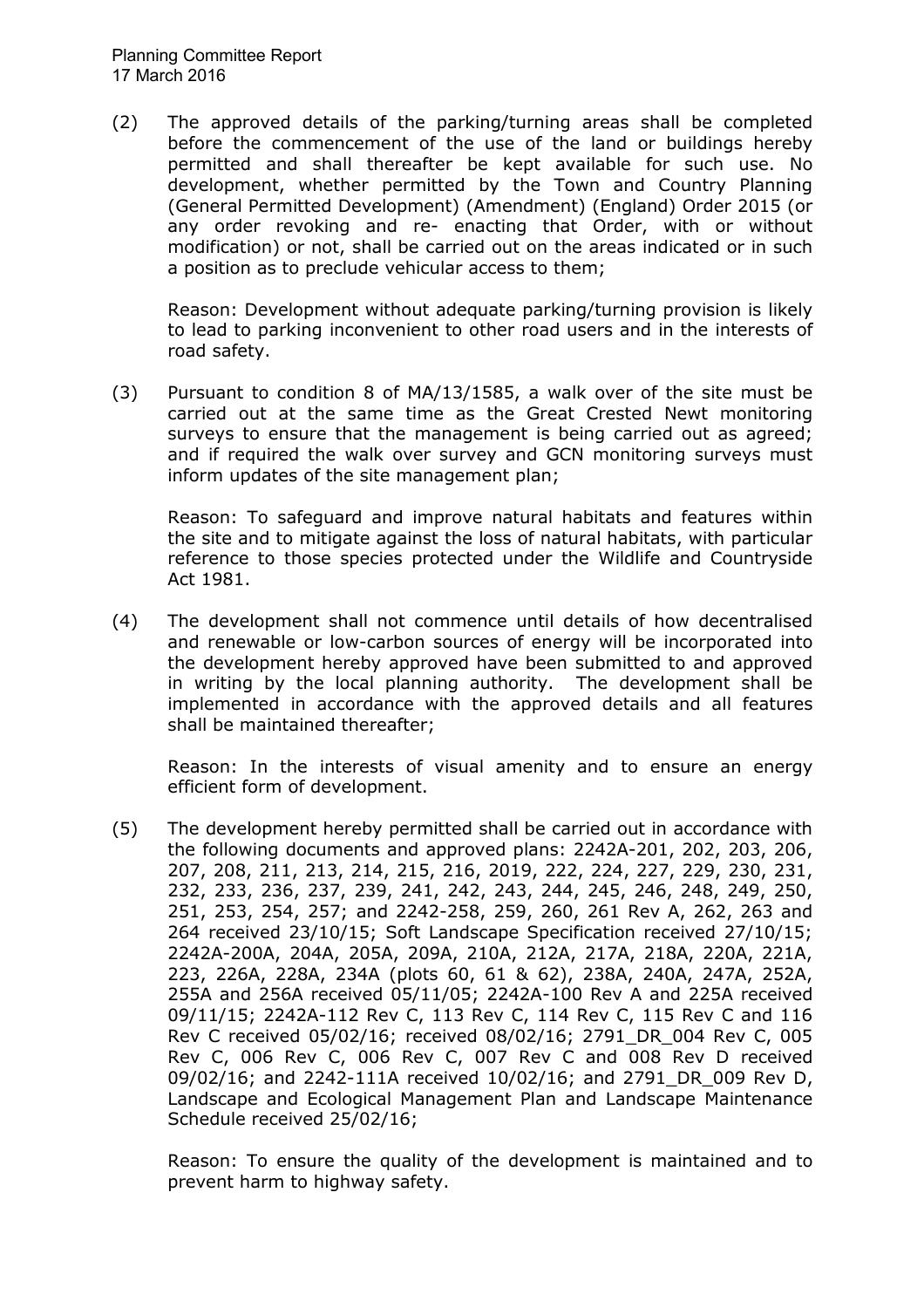(2) The approved details of the parking/turning areas shall be completed before the commencement of the use of the land or buildings hereby permitted and shall thereafter be kept available for such use. No development, whether permitted by the Town and Country Planning (General Permitted Development) (Amendment) (England) Order 2015 (or any order revoking and re- enacting that Order, with or without modification) or not, shall be carried out on the areas indicated or in such a position as to preclude vehicular access to them;

Reason: Development without adequate parking/turning provision is likely to lead to parking inconvenient to other road users and in the interests of road safety.

(3) Pursuant to condition 8 of MA/13/1585, a walk over of the site must be carried out at the same time as the Great Crested Newt monitoring surveys to ensure that the management is being carried out as agreed; and if required the walk over survey and GCN monitoring surveys must inform updates of the site management plan;

Reason: To safeguard and improve natural habitats and features within the site and to mitigate against the loss of natural habitats, with particular reference to those species protected under the Wildlife and Countryside Act 1981.

(4) The development shall not commence until details of how decentralised and renewable or low-carbon sources of energy will be incorporated into the development hereby approved have been submitted to and approved in writing by the local planning authority. The development shall be implemented in accordance with the approved details and all features shall be maintained thereafter;

Reason: In the interests of visual amenity and to ensure an energy efficient form of development.

(5) The development hereby permitted shall be carried out in accordance with the following documents and approved plans: 2242A-201, 202, 203, 206, 207, 208, 211, 213, 214, 215, 216, 2019, 222, 224, 227, 229, 230, 231, 232, 233, 236, 237, 239, 241, 242, 243, 244, 245, 246, 248, 249, 250, 251, 253, 254, 257; and 2242-258, 259, 260, 261 Rev A, 262, 263 and 264 received 23/10/15; Soft Landscape Specification received 27/10/15; 2242A-200A, 204A, 205A, 209A, 210A, 212A, 217A, 218A, 220A, 221A, 223, 226A, 228A, 234A (plots 60, 61 & 62), 238A, 240A, 247A, 252A, 255A and 256A received 05/11/05; 2242A-100 Rev A and 225A received 09/11/15; 2242A-112 Rev C, 113 Rev C, 114 Rev C, 115 Rev C and 116 Rev C received 05/02/16; received 08/02/16; 2791_DR_004 Rev C, 005 Rev C, 006 Rev C, 006 Rev C, 007 Rev C and 008 Rev D received 09/02/16; and 2242-111A received 10/02/16; and 2791_DR_009 Rev D, Landscape and Ecological Management Plan and Landscape Maintenance Schedule received 25/02/16;

Reason: To ensure the quality of the development is maintained and to prevent harm to highway safety.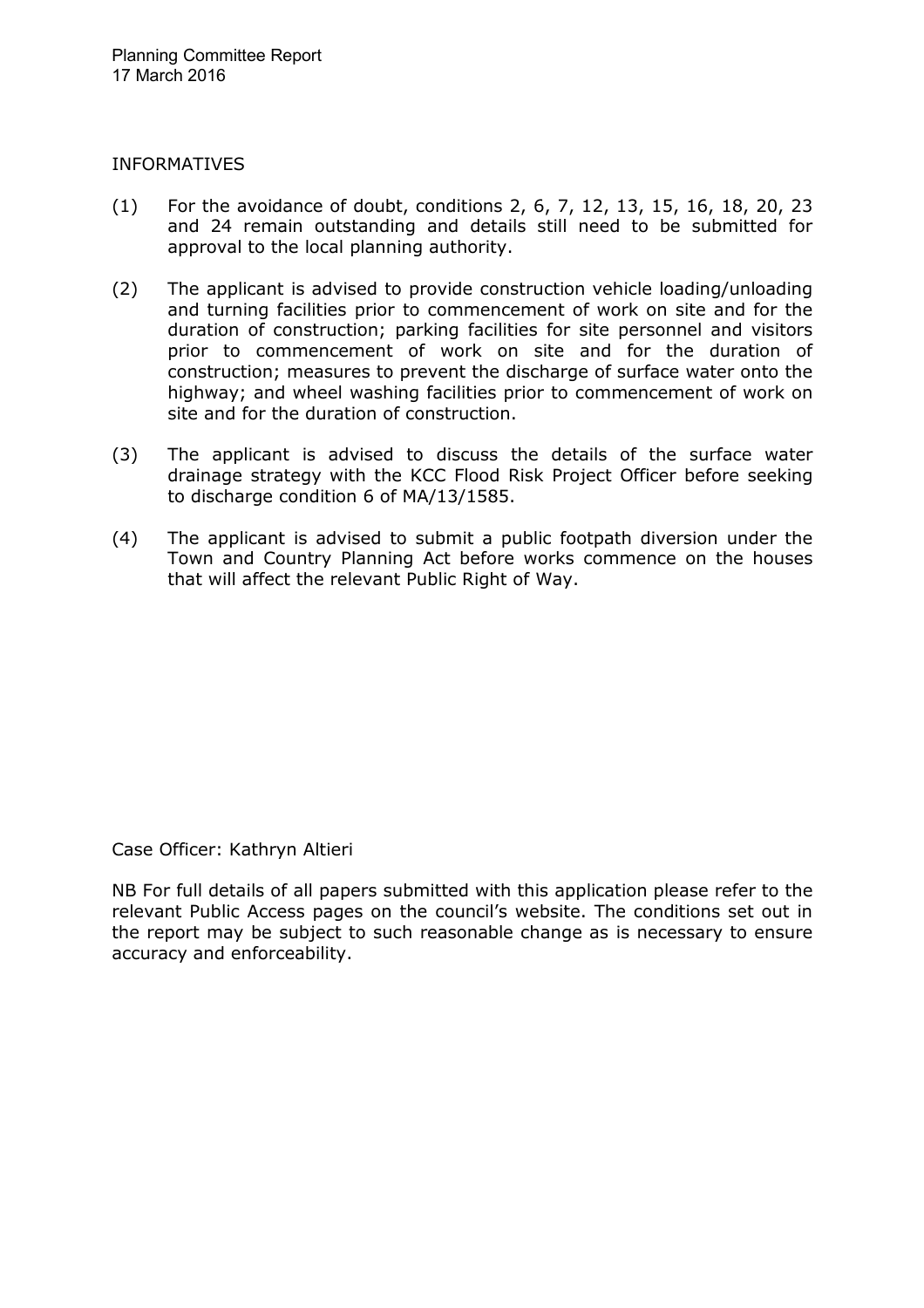INFORMATIVES

(1) For the avoidance of doubt, conditions 2, 6, 7, 12, 13, 15, 16, 18, 20, 23 and 24 remain outstanding and details still need to be submitted for approval to the local planning authority.

(2) The applicant is advised to provide construction vehicle loading/unloading and turning facilities prior to commencement of work on site and for the duration of construction; parking facilities for site personnel and visitors prior to commencement of work on site and for the duration of construction; measures to prevent the discharge of surface water onto the highway; and wheel washing facilities prior to commencement of work on site and for the duration of construction.

(3) The applicant is advised to discuss the details of the surface water drainage strategy with the KCC Flood Risk Project Officer before seeking to discharge condition 6 of MA/13/1585.

(4) The applicant is advised to submit a public footpath diversion under the Town and Country Planning Act before works commence on the houses that will affect the relevant Public Right of Way.

Case Officer: Kathryn Altieri

NB For full details of all papers submitted with this application please refer to the relevant Public Access pages on the council's website. The conditions set out in the report may be subject to such reasonable change as is necessary to ensure accuracy and enforceability.